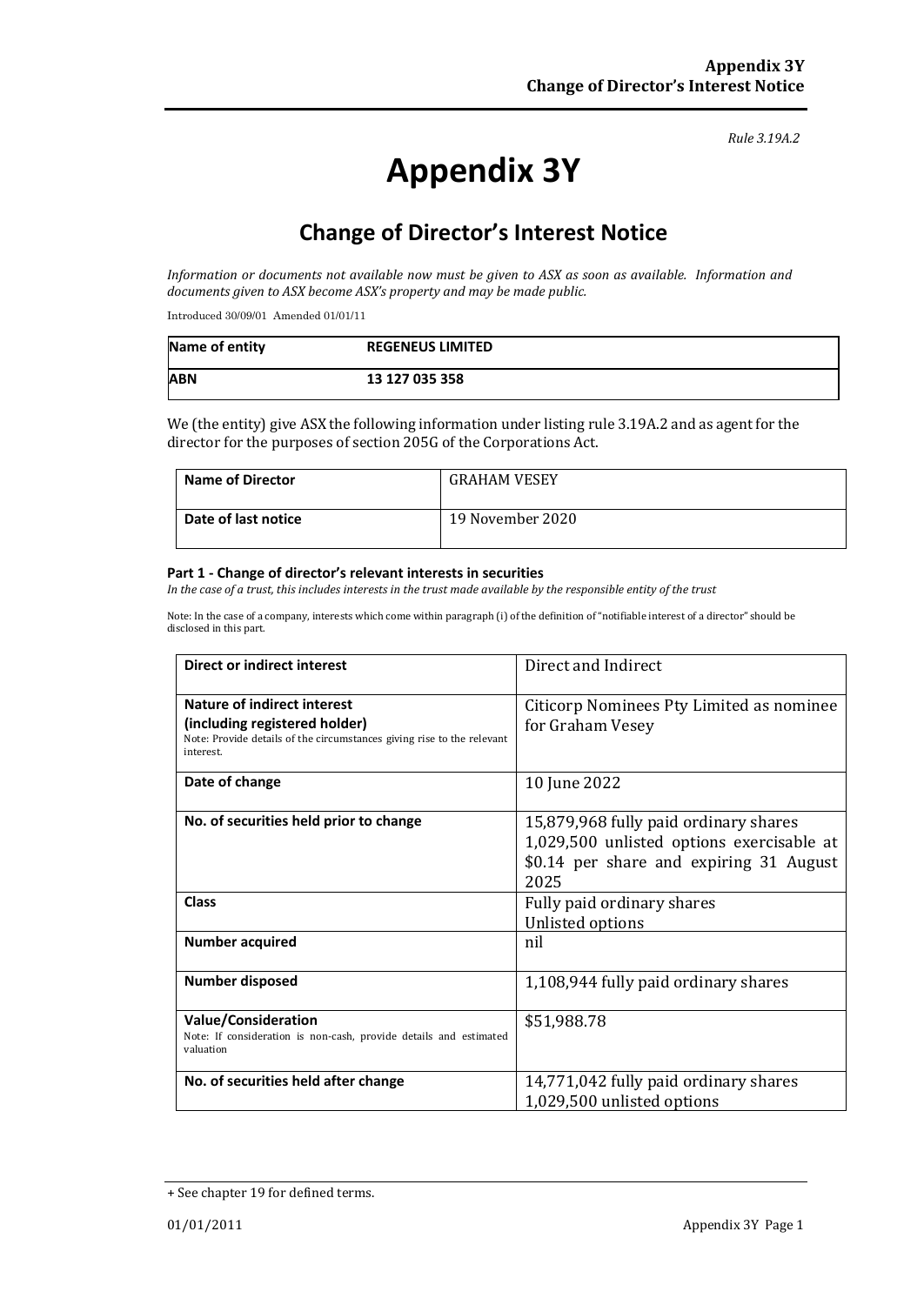*Rule 3.19A.2*

# Appendix 3Y

## Change of Director's Interest Notice

*Information or documents not available now must be given to ASX as soon as available. Information and documents given to ASX become ASX's property and may be made public.*

Introduced 30/09/01 Amended 01/01/11

| **Name of entity** | **REGENEUS LIMITED** |
|---|---|
| **ABN** | **13 127 035 358** |

We (the entity) give ASX the following information under listing rule 3.19A.2 and as agent for the director for the purposes of section 205G of the Corporations Act.

| **Name of Director** | GRAHAM VESEY |
|---|---|
| **Date of last notice** | 19 November 2020 |

#### Part 1 - Change of director's relevant interests in securities

*In the case of a trust, this includes interests in the trust made available by the responsible entity of the trust*

Note: In the case of a company, interests which come within paragraph (i) of the definition of "notifiable interest of a director" should be disclosed in this part.

| **Direct or indirect interest** | Direct and Indirect |
|---|---|
| **Nature of indirect interest (including registered holder)**<br>Note: Provide details of the circumstances giving rise to the relevant interest. | Citicorp Nominees Pty Limited as nominee for Graham Vesey |
| **Date of change** | 10 June 2022 |
| **No. of securities held prior to change** | 15,879,968 fully paid ordinary shares<br>1,029,500 unlisted options exercisable at $0.14 per share and expiring 31 August 2025 |
| **Class** | Fully paid ordinary shares<br>Unlisted options |
| **Number acquired** | nil |
| **Number disposed** | 1,108,944 fully paid ordinary shares |
| **Value/Consideration**<br>Note: If consideration is non-cash, provide details and estimated valuation | $51,988.78 |
| **No. of securities held after change** | 14,771,042 fully paid ordinary shares<br>1,029,500 unlisted options |

+ See chapter 19 for defined terms.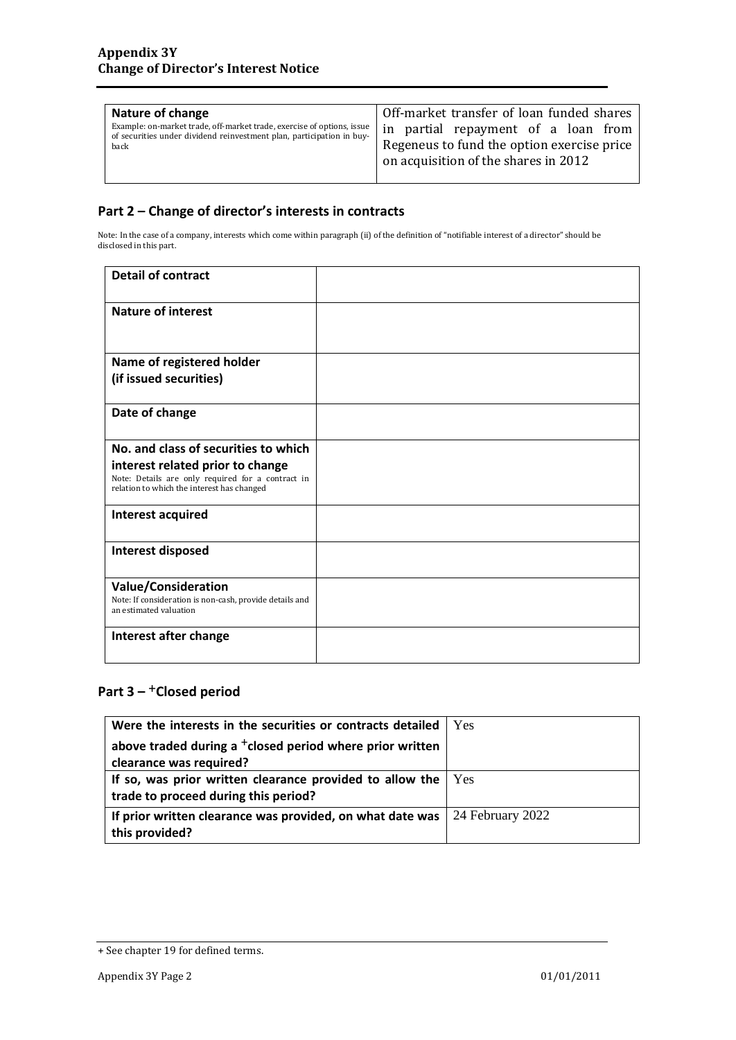## Appendix 3Y
## Change of Director's Interest Notice

| | |
|---|---|
| **Nature of change**<br>Example: on-market trade, off-market trade, exercise of options, issue of securities under dividend reinvestment plan, participation in buy-back | Off-market transfer of loan funded shares in partial repayment of a loan from Regeneus to fund the option exercise price on acquisition of the shares in 2012 |

## Part 2 – Change of director's interests in contracts

Note: In the case of a company, interests which come within paragraph (ii) of the definition of "notifiable interest of a director" should be disclosed in this part.

| | |
|---|---|
| **Detail of contract** | |
| **Nature of interest** | |
| **Name of registered holder (if issued securities)** | |
| **Date of change** | |
| **No. and class of securities to which interest related prior to change**<br>Note: Details are only required for a contract in relation to which the interest has changed | |
| **Interest acquired** | |
| **Interest disposed** | |
| **Value/Consideration**<br>Note: If consideration is non-cash, provide details and an estimated valuation | |
| **Interest after change** | |

## Part 3 – +Closed period

| | |
|---|---|
| **Were the interests in the securities or contracts detailed above traded during a +closed period where prior written clearance was required?** | Yes |
| **If so, was prior written clearance provided to allow the trade to proceed during this period?** | Yes |
| **If prior written clearance was provided, on what date was this provided?** | 24 February 2022 |

+ See chapter 19 for defined terms.